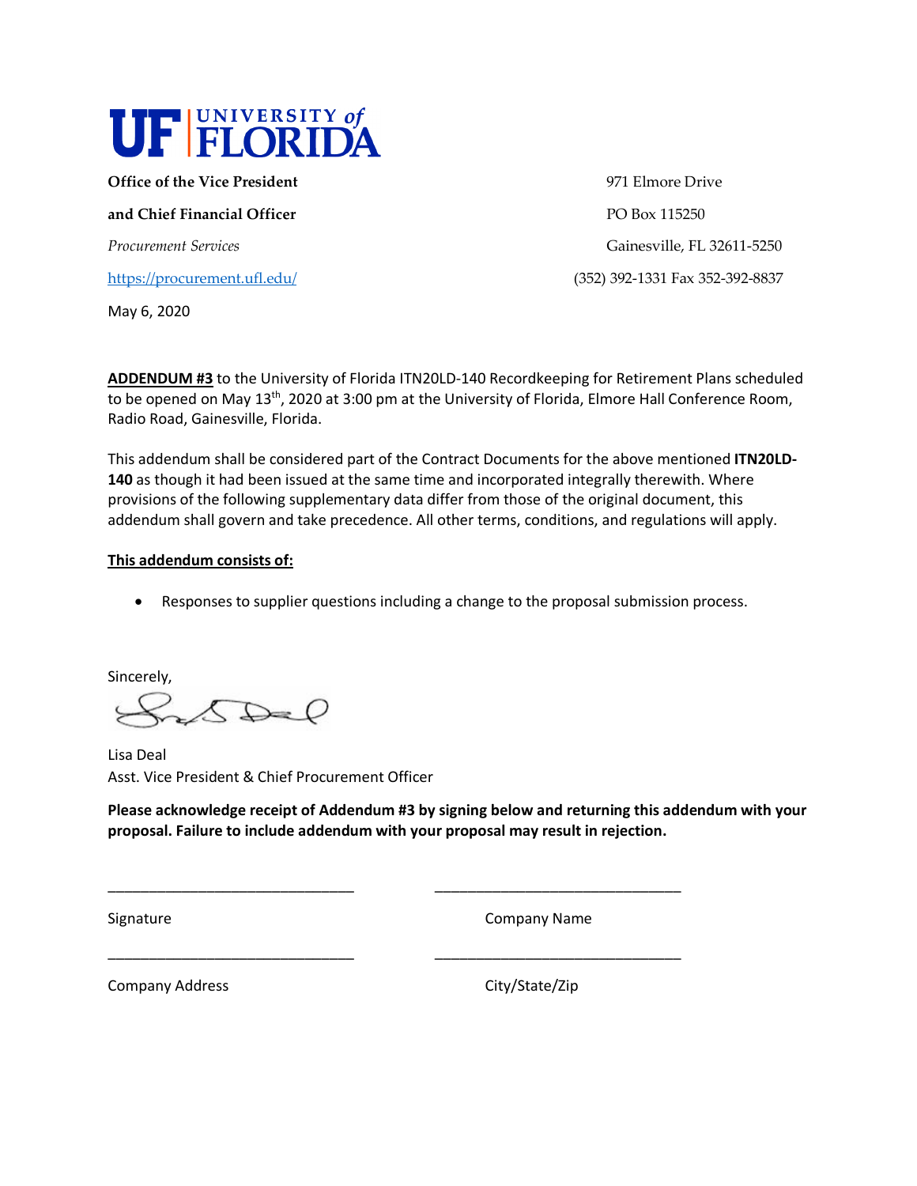UF | UNIVERSITY of FLORIDA

**Office of the Vice President**

**and Chief Financial Officer**

*Procurement Services*

https://procurement.ufl.edu/

971 Elmore Drive

PO Box 115250

Gainesville, FL 32611-5250

(352) 392-1331 Fax 352-392-8837

May 6, 2020

**ADDENDUM #3** to the University of Florida ITN20LD-140 Recordkeeping for Retirement Plans scheduled to be opened on May 13th, 2020 at 3:00 pm at the University of Florida, Elmore Hall Conference Room, Radio Road, Gainesville, Florida.

This addendum shall be considered part of the Contract Documents for the above mentioned **ITN20LD-140** as though it had been issued at the same time and incorporated integrally therewith. Where provisions of the following supplementary data differ from those of the original document, this addendum shall govern and take precedence. All other terms, conditions, and regulations will apply.

**This addendum consists of:**

- Responses to supplier questions including a change to the proposal submission process.

Sincerely,

Lisa Deal
Asst. Vice President & Chief Procurement Officer

**Please acknowledge receipt of Addendum #3 by signing below and returning this addendum with your proposal. Failure to include addendum with your proposal may result in rejection.**

_______________________________ _______________________________

Signature Company Name

_______________________________ _______________________________

Company Address City/State/Zip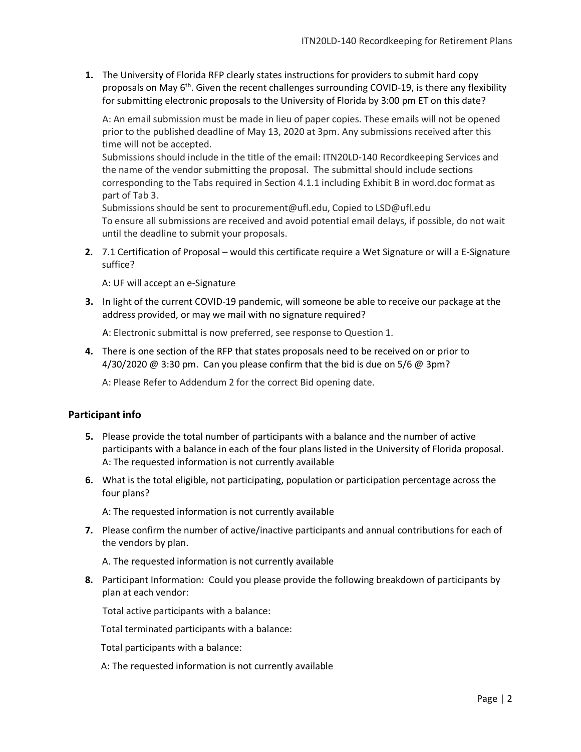1. The University of Florida RFP clearly states instructions for providers to submit hard copy proposals on May 6th. Given the recent challenges surrounding COVID-19, is there any flexibility for submitting electronic proposals to the University of Florida by 3:00 pm ET on this date?

   A: An email submission must be made in lieu of paper copies. These emails will not be opened prior to the published deadline of May 13, 2020 at 3pm. Any submissions received after this time will not be accepted.
   Submissions should include in the title of the email: ITN20LD-140 Recordkeeping Services and the name of the vendor submitting the proposal. The submittal should include sections corresponding to the Tabs required in Section 4.1.1 including Exhibit B in word.doc format as part of Tab 3.
   Submissions should be sent to procurement@ufl.edu, Copied to LSD@ufl.edu
   To ensure all submissions are received and avoid potential email delays, if possible, do not wait until the deadline to submit your proposals.

2. 7.1 Certification of Proposal – would this certificate require a Wet Signature or will a E-Signature suffice?

   A: UF will accept an e-Signature

3. In light of the current COVID-19 pandemic, will someone be able to receive our package at the address provided, or may we mail with no signature required?

   A: Electronic submittal is now preferred, see response to Question 1.

4. There is one section of the RFP that states proposals need to be received on or prior to 4/30/2020 @ 3:30 pm. Can you please confirm that the bid is due on 5/6 @ 3pm?

   A: Please Refer to Addendum 2 for the correct Bid opening date.

## Participant info

5. Please provide the total number of participants with a balance and the number of active participants with a balance in each of the four plans listed in the University of Florida proposal.
   A: The requested information is not currently available

6. What is the total eligible, not participating, population or participation percentage across the four plans?

   A: The requested information is not currently available

7. Please confirm the number of active/inactive participants and annual contributions for each of the vendors by plan.

   A. The requested information is not currently available

8. Participant Information: Could you please provide the following breakdown of participants by plan at each vendor:

   Total active participants with a balance:

   Total terminated participants with a balance:

   Total participants with a balance:

   A: The requested information is not currently available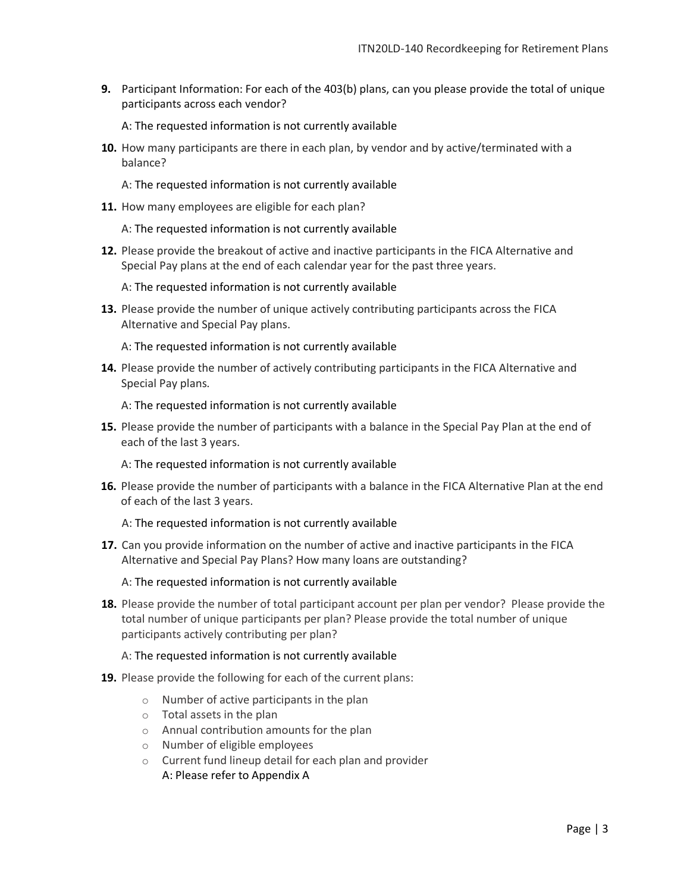**9.** Participant Information: For each of the 403(b) plans, can you please provide the total of unique participants across each vendor?

A: The requested information is not currently available

**10.** How many participants are there in each plan, by vendor and by active/terminated with a balance?

A: The requested information is not currently available

**11.** How many employees are eligible for each plan?

A: The requested information is not currently available

**12.** Please provide the breakout of active and inactive participants in the FICA Alternative and Special Pay plans at the end of each calendar year for the past three years.

A: The requested information is not currently available

**13.** Please provide the number of unique actively contributing participants across the FICA Alternative and Special Pay plans.

A: The requested information is not currently available

**14.** Please provide the number of actively contributing participants in the FICA Alternative and Special Pay plans.

A: The requested information is not currently available

**15.** Please provide the number of participants with a balance in the Special Pay Plan at the end of each of the last 3 years.

A: The requested information is not currently available

**16.** Please provide the number of participants with a balance in the FICA Alternative Plan at the end of each of the last 3 years.

A: The requested information is not currently available

**17.** Can you provide information on the number of active and inactive participants in the FICA Alternative and Special Pay Plans? How many loans are outstanding?

A: The requested information is not currently available

**18.** Please provide the number of total participant account per plan per vendor? Please provide the total number of unique participants per plan? Please provide the total number of unique participants actively contributing per plan?

A: The requested information is not currently available

**19.** Please provide the following for each of the current plans:

- Number of active participants in the plan
- Total assets in the plan
- Annual contribution amounts for the plan
- Number of eligible employees
- Current fund lineup detail for each plan and provider

  A: Please refer to Appendix A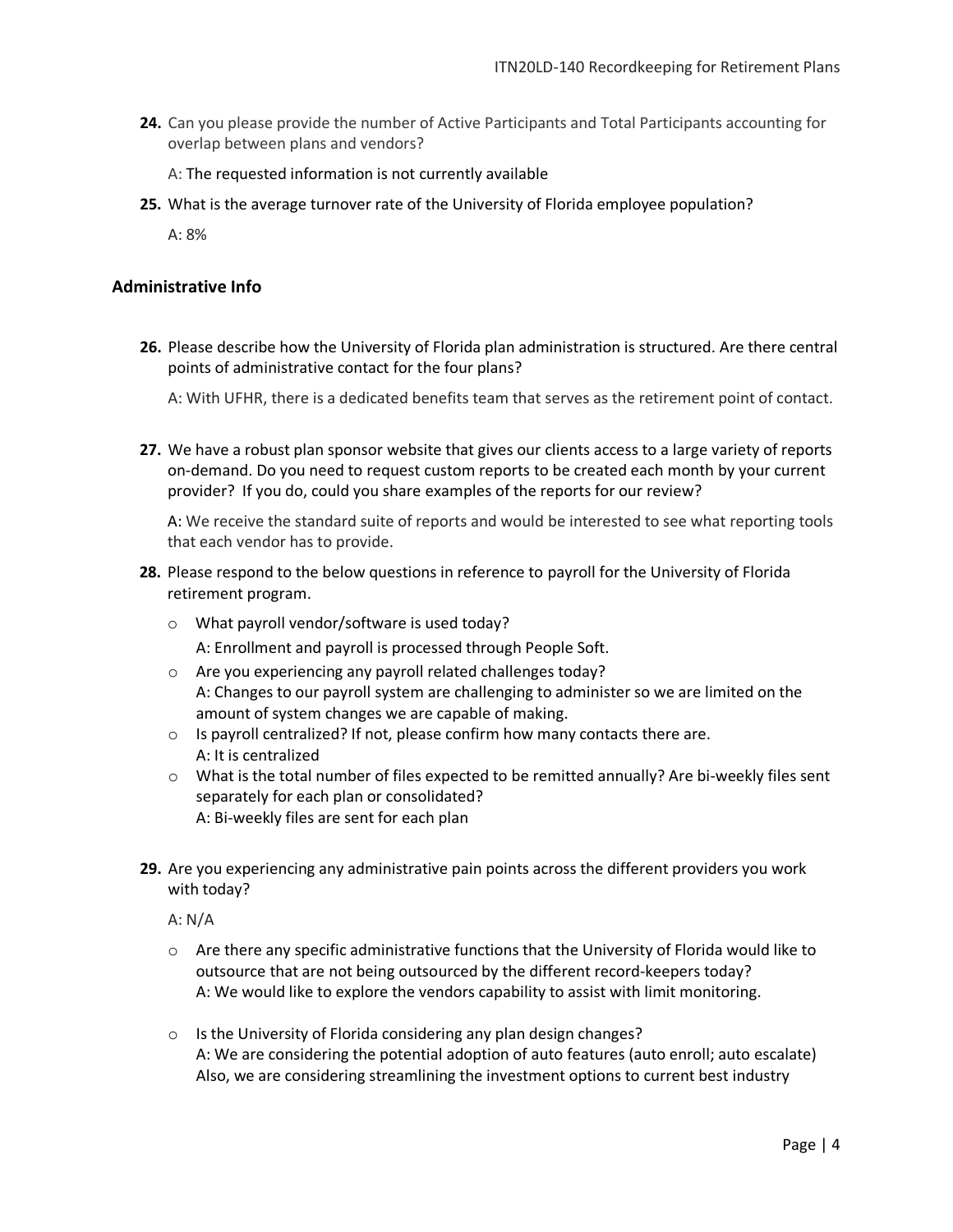24. Can you please provide the number of Active Participants and Total Participants accounting for overlap between plans and vendors?

    A: The requested information is not currently available

25. What is the average turnover rate of the University of Florida employee population?

    A: 8%

## Administrative Info

26. Please describe how the University of Florida plan administration is structured. Are there central points of administrative contact for the four plans?

    A: With UFHR, there is a dedicated benefits team that serves as the retirement point of contact.

27. We have a robust plan sponsor website that gives our clients access to a large variety of reports on-demand. Do you need to request custom reports to be created each month by your current provider? If you do, could you share examples of the reports for our review?

    A: We receive the standard suite of reports and would be interested to see what reporting tools that each vendor has to provide.

28. Please respond to the below questions in reference to payroll for the University of Florida retirement program.

    - What payroll vendor/software is used today?
      A: Enrollment and payroll is processed through People Soft.
    - Are you experiencing any payroll related challenges today?
      A: Changes to our payroll system are challenging to administer so we are limited on the amount of system changes we are capable of making.
    - Is payroll centralized? If not, please confirm how many contacts there are.
      A: It is centralized
    - What is the total number of files expected to be remitted annually? Are bi-weekly files sent separately for each plan or consolidated?
      A: Bi-weekly files are sent for each plan

29. Are you experiencing any administrative pain points across the different providers you work with today?

    A: N/A

    - Are there any specific administrative functions that the University of Florida would like to outsource that are not being outsourced by the different record-keepers today?
      A: We would like to explore the vendors capability to assist with limit monitoring.

    - Is the University of Florida considering any plan design changes?
      A: We are considering the potential adoption of auto features (auto enroll; auto escalate) Also, we are considering streamlining the investment options to current best industry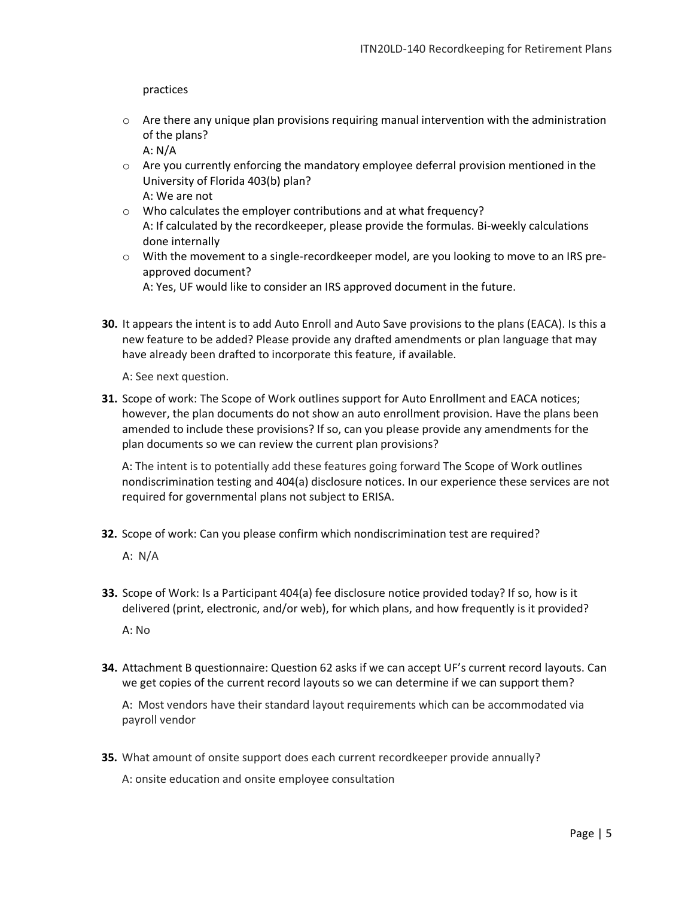practices

- Are there any unique plan provisions requiring manual intervention with the administration of the plans?
  A: N/A
- Are you currently enforcing the mandatory employee deferral provision mentioned in the University of Florida 403(b) plan?
  A: We are not
- Who calculates the employer contributions and at what frequency?
  A: If calculated by the recordkeeper, please provide the formulas. Bi-weekly calculations done internally
- With the movement to a single-recordkeeper model, are you looking to move to an IRS pre-approved document?
  A: Yes, UF would like to consider an IRS approved document in the future.

**30.** It appears the intent is to add Auto Enroll and Auto Save provisions to the plans (EACA). Is this a new feature to be added? Please provide any drafted amendments or plan language that may have already been drafted to incorporate this feature, if available.

A: See next question.

**31.** Scope of work: The Scope of Work outlines support for Auto Enrollment and EACA notices; however, the plan documents do not show an auto enrollment provision. Have the plans been amended to include these provisions? If so, can you please provide any amendments for the plan documents so we can review the current plan provisions?

A: The intent is to potentially add these features going forward The Scope of Work outlines nondiscrimination testing and 404(a) disclosure notices. In our experience these services are not required for governmental plans not subject to ERISA.

**32.** Scope of work: Can you please confirm which nondiscrimination test are required?

A: N/A

**33.** Scope of Work: Is a Participant 404(a) fee disclosure notice provided today? If so, how is it delivered (print, electronic, and/or web), for which plans, and how frequently is it provided?

A: No

**34.** Attachment B questionnaire: Question 62 asks if we can accept UF's current record layouts. Can we get copies of the current record layouts so we can determine if we can support them?

A: Most vendors have their standard layout requirements which can be accommodated via payroll vendor

**35.** What amount of onsite support does each current recordkeeper provide annually?

A: onsite education and onsite employee consultation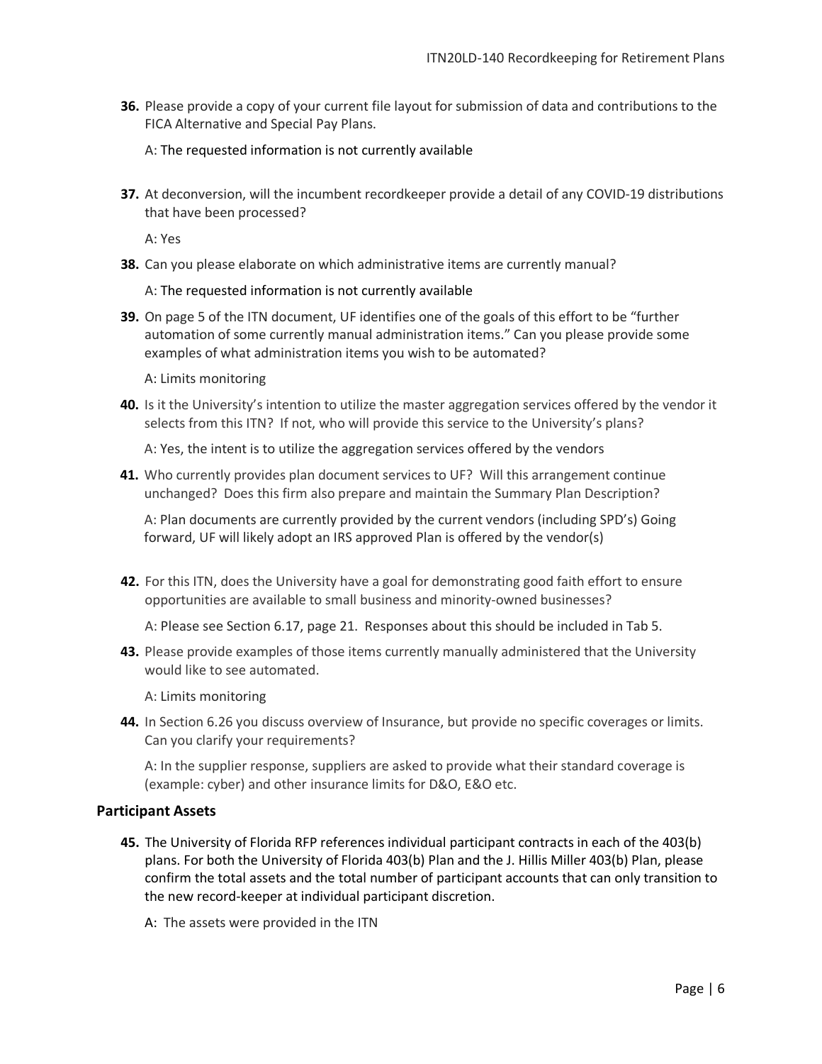**36.** Please provide a copy of your current file layout for submission of data and contributions to the FICA Alternative and Special Pay Plans.

A: The requested information is not currently available

**37.** At deconversion, will the incumbent recordkeeper provide a detail of any COVID-19 distributions that have been processed?

A: Yes

**38.** Can you please elaborate on which administrative items are currently manual?

A: The requested information is not currently available

**39.** On page 5 of the ITN document, UF identifies one of the goals of this effort to be "further automation of some currently manual administration items." Can you please provide some examples of what administration items you wish to be automated?

A: Limits monitoring

**40.** Is it the University's intention to utilize the master aggregation services offered by the vendor it selects from this ITN? If not, who will provide this service to the University's plans?

A: Yes, the intent is to utilize the aggregation services offered by the vendors

**41.** Who currently provides plan document services to UF? Will this arrangement continue unchanged? Does this firm also prepare and maintain the Summary Plan Description?

A: Plan documents are currently provided by the current vendors (including SPD's) Going forward, UF will likely adopt an IRS approved Plan is offered by the vendor(s)

**42.** For this ITN, does the University have a goal for demonstrating good faith effort to ensure opportunities are available to small business and minority-owned businesses?

A: Please see Section 6.17, page 21. Responses about this should be included in Tab 5.

**43.** Please provide examples of those items currently manually administered that the University would like to see automated.

A: Limits monitoring

**44.** In Section 6.26 you discuss overview of Insurance, but provide no specific coverages or limits. Can you clarify your requirements?

A: In the supplier response, suppliers are asked to provide what their standard coverage is (example: cyber) and other insurance limits for D&O, E&O etc.

## Participant Assets

**45.** The University of Florida RFP references individual participant contracts in each of the 403(b) plans. For both the University of Florida 403(b) Plan and the J. Hillis Miller 403(b) Plan, please confirm the total assets and the total number of participant accounts that can only transition to the new record-keeper at individual participant discretion.

A: The assets were provided in the ITN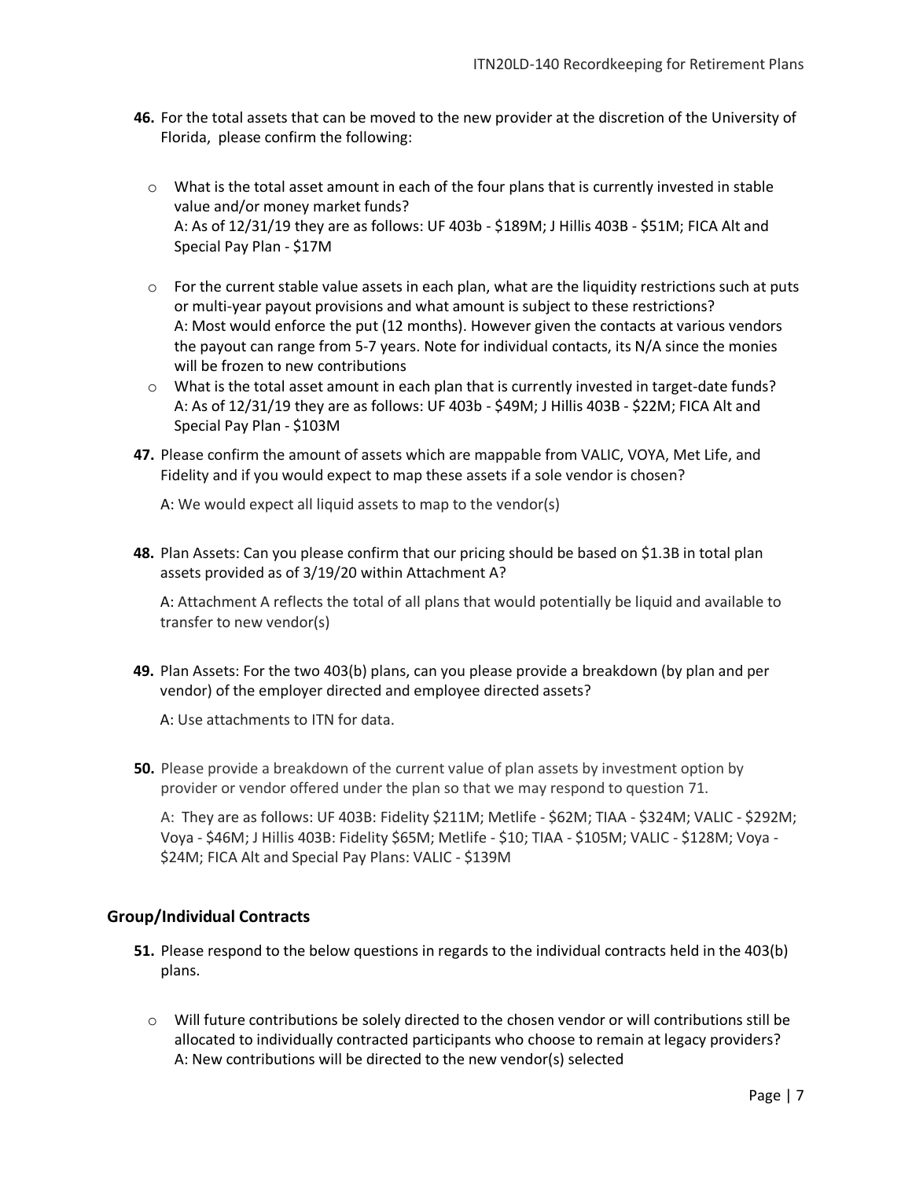46. For the total assets that can be moved to the new provider at the discretion of the University of Florida, please confirm the following:

   - What is the total asset amount in each of the four plans that is currently invested in stable value and/or money market funds?
     A: As of 12/31/19 they are as follows: UF 403b - $189M; J Hillis 403B - $51M; FICA Alt and Special Pay Plan - $17M
   - For the current stable value assets in each plan, what are the liquidity restrictions such at puts or multi-year payout provisions and what amount is subject to these restrictions?
     A: Most would enforce the put (12 months). However given the contacts at various vendors the payout can range from 5-7 years. Note for individual contacts, its N/A since the monies will be frozen to new contributions
   - What is the total asset amount in each plan that is currently invested in target-date funds?
     A: As of 12/31/19 they are as follows: UF 403b - $49M; J Hillis 403B - $22M; FICA Alt and Special Pay Plan - $103M

47. Please confirm the amount of assets which are mappable from VALIC, VOYA, Met Life, and Fidelity and if you would expect to map these assets if a sole vendor is chosen?

   A: We would expect all liquid assets to map to the vendor(s)

48. Plan Assets: Can you please confirm that our pricing should be based on $1.3B in total plan assets provided as of 3/19/20 within Attachment A?

   A: Attachment A reflects the total of all plans that would potentially be liquid and available to transfer to new vendor(s)

49. Plan Assets: For the two 403(b) plans, can you please provide a breakdown (by plan and per vendor) of the employer directed and employee directed assets?

   A: Use attachments to ITN for data.

50. Please provide a breakdown of the current value of plan assets by investment option by provider or vendor offered under the plan so that we may respond to question 71.

   A: They are as follows: UF 403B: Fidelity $211M; Metlife - $62M; TIAA - $324M; VALIC - $292M; Voya - $46M; J Hillis 403B: Fidelity $65M; Metlife - $10; TIAA - $105M; VALIC - $128M; Voya - $24M; FICA Alt and Special Pay Plans: VALIC - $139M

## Group/Individual Contracts

51. Please respond to the below questions in regards to the individual contracts held in the 403(b) plans.

   - Will future contributions be solely directed to the chosen vendor or will contributions still be allocated to individually contracted participants who choose to remain at legacy providers?
     A: New contributions will be directed to the new vendor(s) selected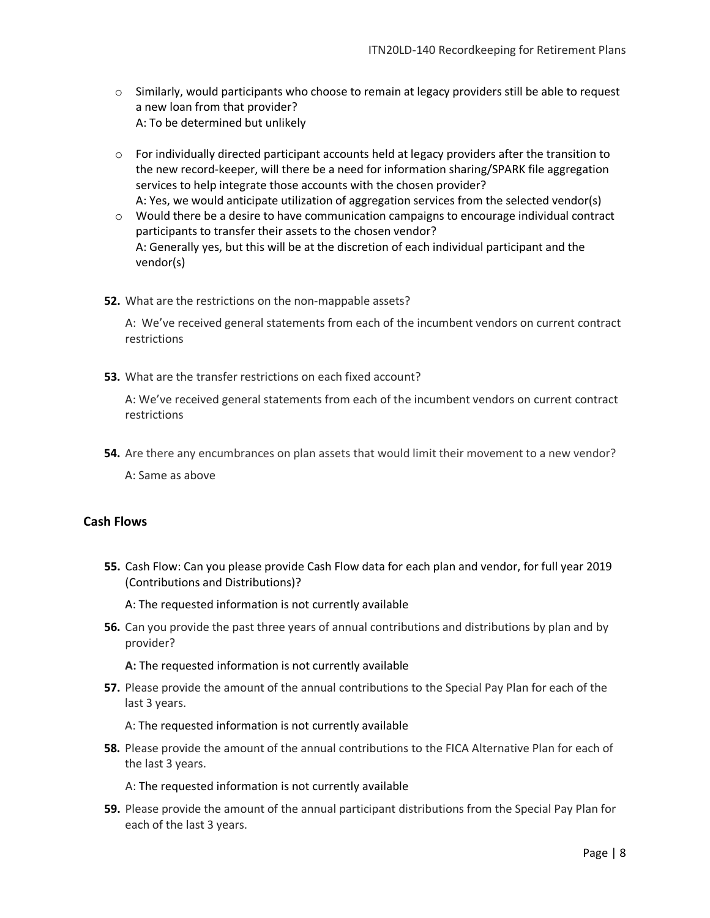- Similarly, would participants who choose to remain at legacy providers still be able to request a new loan from that provider?
  A: To be determined but unlikely

- For individually directed participant accounts held at legacy providers after the transition to the new record-keeper, will there be a need for information sharing/SPARK file aggregation services to help integrate those accounts with the chosen provider?
  A: Yes, we would anticipate utilization of aggregation services from the selected vendor(s)
- Would there be a desire to have communication campaigns to encourage individual contract participants to transfer their assets to the chosen vendor?
  A: Generally yes, but this will be at the discretion of each individual participant and the vendor(s)

**52.** What are the restrictions on the non-mappable assets?

A: We've received general statements from each of the incumbent vendors on current contract restrictions

**53.** What are the transfer restrictions on each fixed account?

A: We've received general statements from each of the incumbent vendors on current contract restrictions

**54.** Are there any encumbrances on plan assets that would limit their movement to a new vendor?

A: Same as above

## Cash Flows

**55.** Cash Flow: Can you please provide Cash Flow data for each plan and vendor, for full year 2019 (Contributions and Distributions)?

A: The requested information is not currently available

**56.** Can you provide the past three years of annual contributions and distributions by plan and by provider?

**A:** The requested information is not currently available

**57.** Please provide the amount of the annual contributions to the Special Pay Plan for each of the last 3 years.

A: The requested information is not currently available

**58.** Please provide the amount of the annual contributions to the FICA Alternative Plan for each of the last 3 years.

A: The requested information is not currently available

**59.** Please provide the amount of the annual participant distributions from the Special Pay Plan for each of the last 3 years.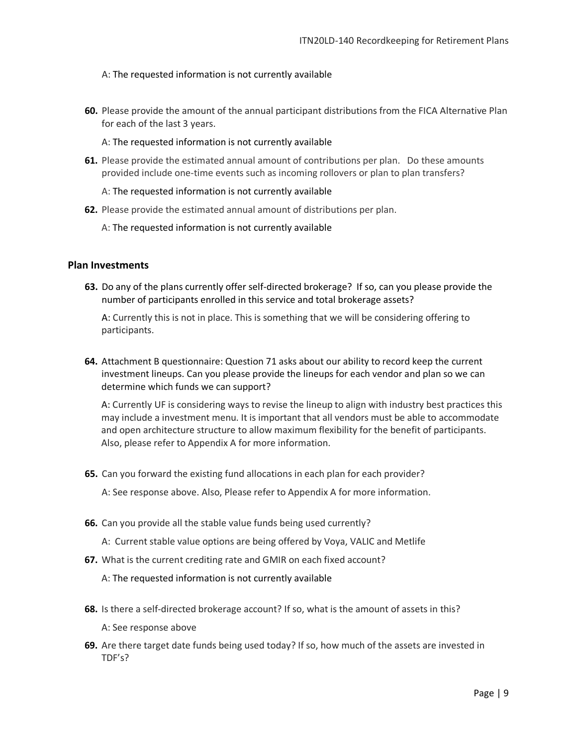A: The requested information is not currently available

**60.** Please provide the amount of the annual participant distributions from the FICA Alternative Plan for each of the last 3 years.

A: The requested information is not currently available

**61.** Please provide the estimated annual amount of contributions per plan. Do these amounts provided include one-time events such as incoming rollovers or plan to plan transfers?

A: The requested information is not currently available

**62.** Please provide the estimated annual amount of distributions per plan.

A: The requested information is not currently available

### Plan Investments

**63.** Do any of the plans currently offer self-directed brokerage? If so, can you please provide the number of participants enrolled in this service and total brokerage assets?

A: Currently this is not in place. This is something that we will be considering offering to participants.

**64.** Attachment B questionnaire: Question 71 asks about our ability to record keep the current investment lineups. Can you please provide the lineups for each vendor and plan so we can determine which funds we can support?

A: Currently UF is considering ways to revise the lineup to align with industry best practices this may include a investment menu. It is important that all vendors must be able to accommodate and open architecture structure to allow maximum flexibility for the benefit of participants. Also, please refer to Appendix A for more information.

**65.** Can you forward the existing fund allocations in each plan for each provider?

A: See response above. Also, Please refer to Appendix A for more information.

**66.** Can you provide all the stable value funds being used currently?

A: Current stable value options are being offered by Voya, VALIC and Metlife

**67.** What is the current crediting rate and GMIR on each fixed account?

A: The requested information is not currently available

**68.** Is there a self-directed brokerage account? If so, what is the amount of assets in this?

A: See response above

**69.** Are there target date funds being used today? If so, how much of the assets are invested in TDF's?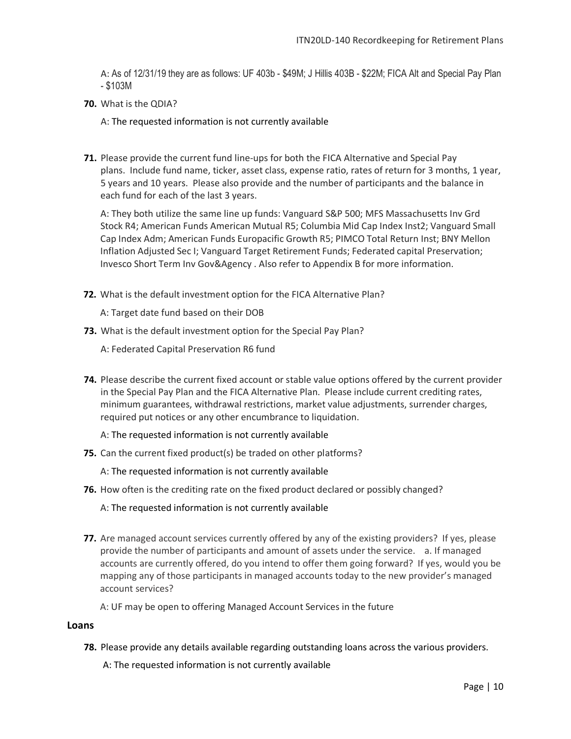A: As of 12/31/19 they are as follows: UF 403b - $49M; J Hillis 403B - $22M; FICA Alt and Special Pay Plan - $103M

**70.** What is the QDIA?

A: The requested information is not currently available

**71.** Please provide the current fund line-ups for both the FICA Alternative and Special Pay plans. Include fund name, ticker, asset class, expense ratio, rates of return for 3 months, 1 year, 5 years and 10 years. Please also provide and the number of participants and the balance in each fund for each of the last 3 years.

A: They both utilize the same line up funds: Vanguard S&P 500; MFS Massachusetts Inv Grd Stock R4; American Funds American Mutual R5; Columbia Mid Cap Index Inst2; Vanguard Small Cap Index Adm; American Funds Europacific Growth R5; PIMCO Total Return Inst; BNY Mellon Inflation Adjusted Sec I; Vanguard Target Retirement Funds; Federated capital Preservation; Invesco Short Term Inv Gov&Agency . Also refer to Appendix B for more information.

**72.** What is the default investment option for the FICA Alternative Plan?

A: Target date fund based on their DOB

**73.** What is the default investment option for the Special Pay Plan?

A: Federated Capital Preservation R6 fund

**74.** Please describe the current fixed account or stable value options offered by the current provider in the Special Pay Plan and the FICA Alternative Plan. Please include current crediting rates, minimum guarantees, withdrawal restrictions, market value adjustments, surrender charges, required put notices or any other encumbrance to liquidation.

A: The requested information is not currently available

**75.** Can the current fixed product(s) be traded on other platforms?

A: The requested information is not currently available

**76.** How often is the crediting rate on the fixed product declared or possibly changed?

A: The requested information is not currently available

**77.** Are managed account services currently offered by any of the existing providers? If yes, please provide the number of participants and amount of assets under the service. a. If managed accounts are currently offered, do you intend to offer them going forward? If yes, would you be mapping any of those participants in managed accounts today to the new provider's managed account services?

A: UF may be open to offering Managed Account Services in the future

## Loans

**78.** Please provide any details available regarding outstanding loans across the various providers.

A: The requested information is not currently available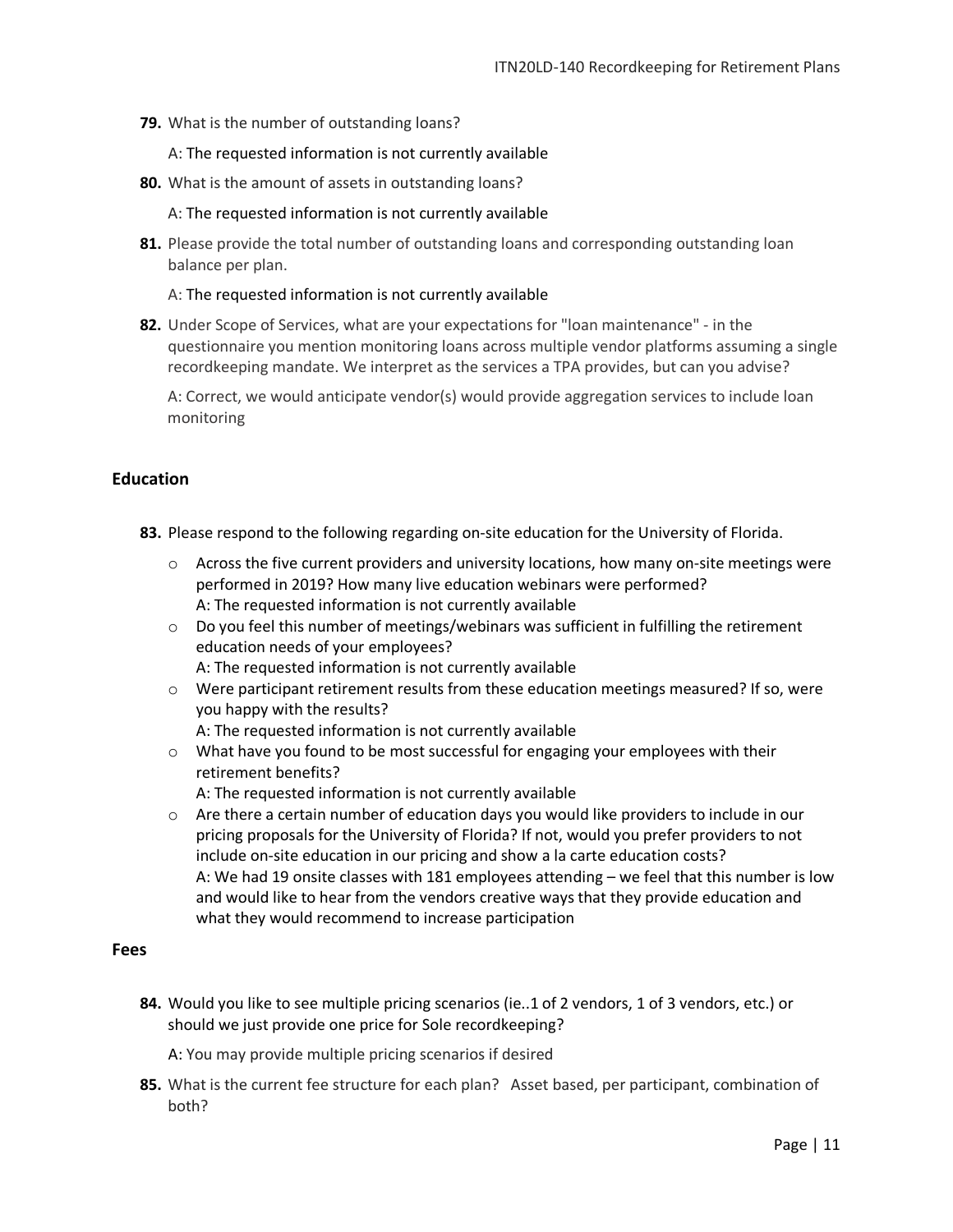**79.** What is the number of outstanding loans?

A: The requested information is not currently available

**80.** What is the amount of assets in outstanding loans?

A: The requested information is not currently available

**81.** Please provide the total number of outstanding loans and corresponding outstanding loan balance per plan.

A: The requested information is not currently available

**82.** Under Scope of Services, what are your expectations for "loan maintenance" - in the questionnaire you mention monitoring loans across multiple vendor platforms assuming a single recordkeeping mandate. We interpret as the services a TPA provides, but can you advise?

A: Correct, we would anticipate vendor(s) would provide aggregation services to include loan monitoring

## Education

**83.** Please respond to the following regarding on-site education for the University of Florida.

- Across the five current providers and university locations, how many on-site meetings were performed in 2019? How many live education webinars were performed?
  A: The requested information is not currently available
- Do you feel this number of meetings/webinars was sufficient in fulfilling the retirement education needs of your employees?
  A: The requested information is not currently available
- Were participant retirement results from these education meetings measured? If so, were you happy with the results?
  A: The requested information is not currently available
- What have you found to be most successful for engaging your employees with their retirement benefits?
  A: The requested information is not currently available
- Are there a certain number of education days you would like providers to include in our pricing proposals for the University of Florida? If not, would you prefer providers to not include on-site education in our pricing and show a la carte education costs?
  A: We had 19 onsite classes with 181 employees attending – we feel that this number is low and would like to hear from the vendors creative ways that they provide education and what they would recommend to increase participation

## Fees

**84.** Would you like to see multiple pricing scenarios (ie..1 of 2 vendors, 1 of 3 vendors, etc.) or should we just provide one price for Sole recordkeeping?

A: You may provide multiple pricing scenarios if desired

**85.** What is the current fee structure for each plan? Asset based, per participant, combination of both?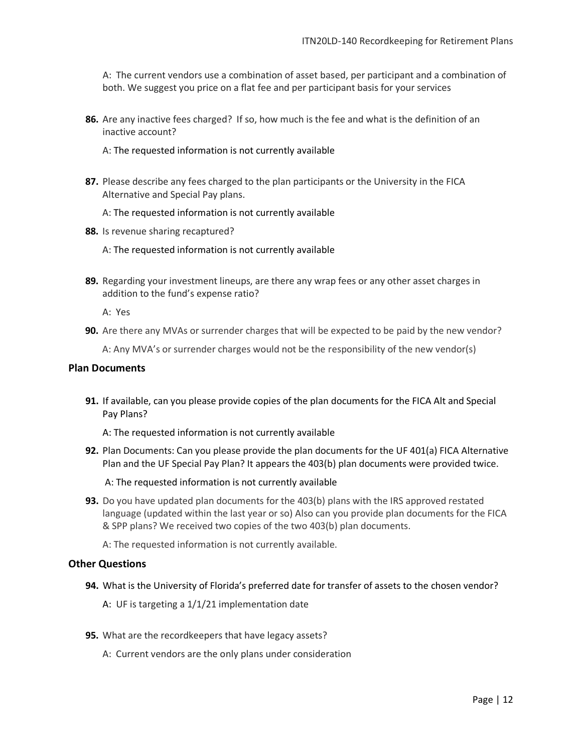A: The current vendors use a combination of asset based, per participant and a combination of both. We suggest you price on a flat fee and per participant basis for your services

**86.** Are any inactive fees charged? If so, how much is the fee and what is the definition of an inactive account?

A: The requested information is not currently available

**87.** Please describe any fees charged to the plan participants or the University in the FICA Alternative and Special Pay plans.

A: The requested information is not currently available

**88.** Is revenue sharing recaptured?

A: The requested information is not currently available

**89.** Regarding your investment lineups, are there any wrap fees or any other asset charges in addition to the fund's expense ratio?

A: Yes

**90.** Are there any MVAs or surrender charges that will be expected to be paid by the new vendor?

A: Any MVA's or surrender charges would not be the responsibility of the new vendor(s)

### Plan Documents

**91.** If available, can you please provide copies of the plan documents for the FICA Alt and Special Pay Plans?

A: The requested information is not currently available

**92.** Plan Documents: Can you please provide the plan documents for the UF 401(a) FICA Alternative Plan and the UF Special Pay Plan? It appears the 403(b) plan documents were provided twice.

A: The requested information is not currently available

**93.** Do you have updated plan documents for the 403(b) plans with the IRS approved restated language (updated within the last year or so) Also can you provide plan documents for the FICA & SPP plans? We received two copies of the two 403(b) plan documents.

A: The requested information is not currently available.

### Other Questions

**94.** What is the University of Florida's preferred date for transfer of assets to the chosen vendor?

A: UF is targeting a 1/1/21 implementation date

**95.** What are the recordkeepers that have legacy assets?

A: Current vendors are the only plans under consideration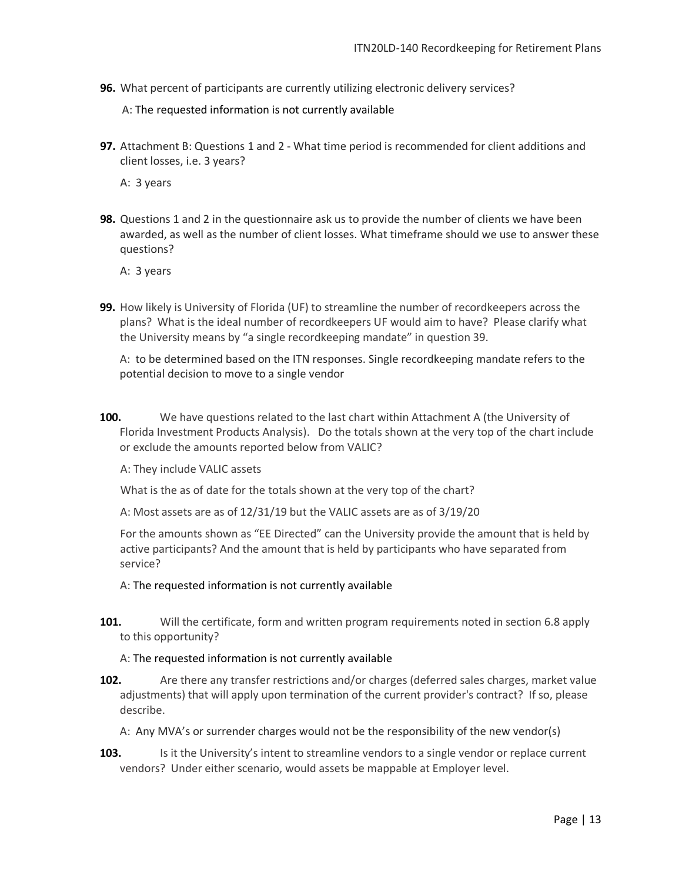**96.** What percent of participants are currently utilizing electronic delivery services?

A: The requested information is not currently available

**97.** Attachment B: Questions 1 and 2 - What time period is recommended for client additions and client losses, i.e. 3 years?

A: 3 years

**98.** Questions 1 and 2 in the questionnaire ask us to provide the number of clients we have been awarded, as well as the number of client losses. What timeframe should we use to answer these questions?

A: 3 years

**99.** How likely is University of Florida (UF) to streamline the number of recordkeepers across the plans? What is the ideal number of recordkeepers UF would aim to have? Please clarify what the University means by "a single recordkeeping mandate" in question 39.

A: to be determined based on the ITN responses. Single recordkeeping mandate refers to the potential decision to move to a single vendor

**100.** We have questions related to the last chart within Attachment A (the University of Florida Investment Products Analysis). Do the totals shown at the very top of the chart include or exclude the amounts reported below from VALIC?

A: They include VALIC assets

What is the as of date for the totals shown at the very top of the chart?

A: Most assets are as of 12/31/19 but the VALIC assets are as of 3/19/20

For the amounts shown as "EE Directed" can the University provide the amount that is held by active participants? And the amount that is held by participants who have separated from service?

A: The requested information is not currently available

**101.** Will the certificate, form and written program requirements noted in section 6.8 apply to this opportunity?

A: The requested information is not currently available

**102.** Are there any transfer restrictions and/or charges (deferred sales charges, market value adjustments) that will apply upon termination of the current provider's contract? If so, please describe.

A: Any MVA's or surrender charges would not be the responsibility of the new vendor(s)

**103.** Is it the University's intent to streamline vendors to a single vendor or replace current vendors? Under either scenario, would assets be mappable at Employer level.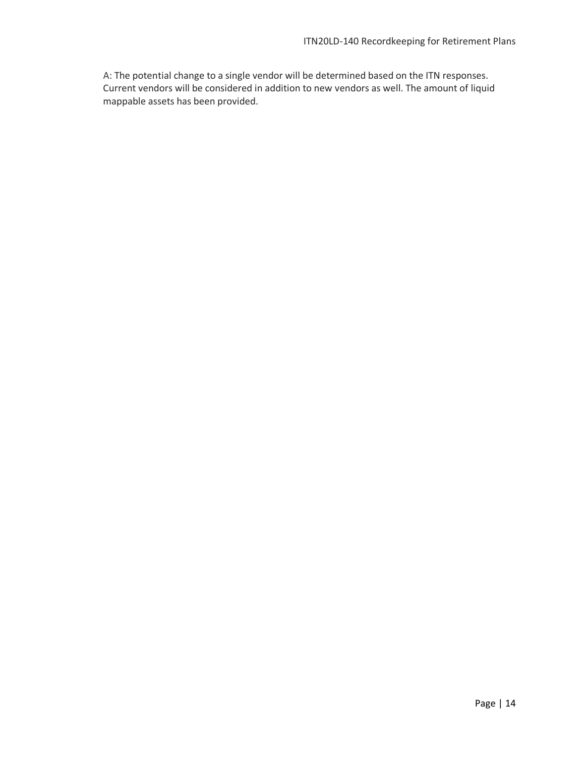A: The potential change to a single vendor will be determined based on the ITN responses. Current vendors will be considered in addition to new vendors as well. The amount of liquid mappable assets has been provided.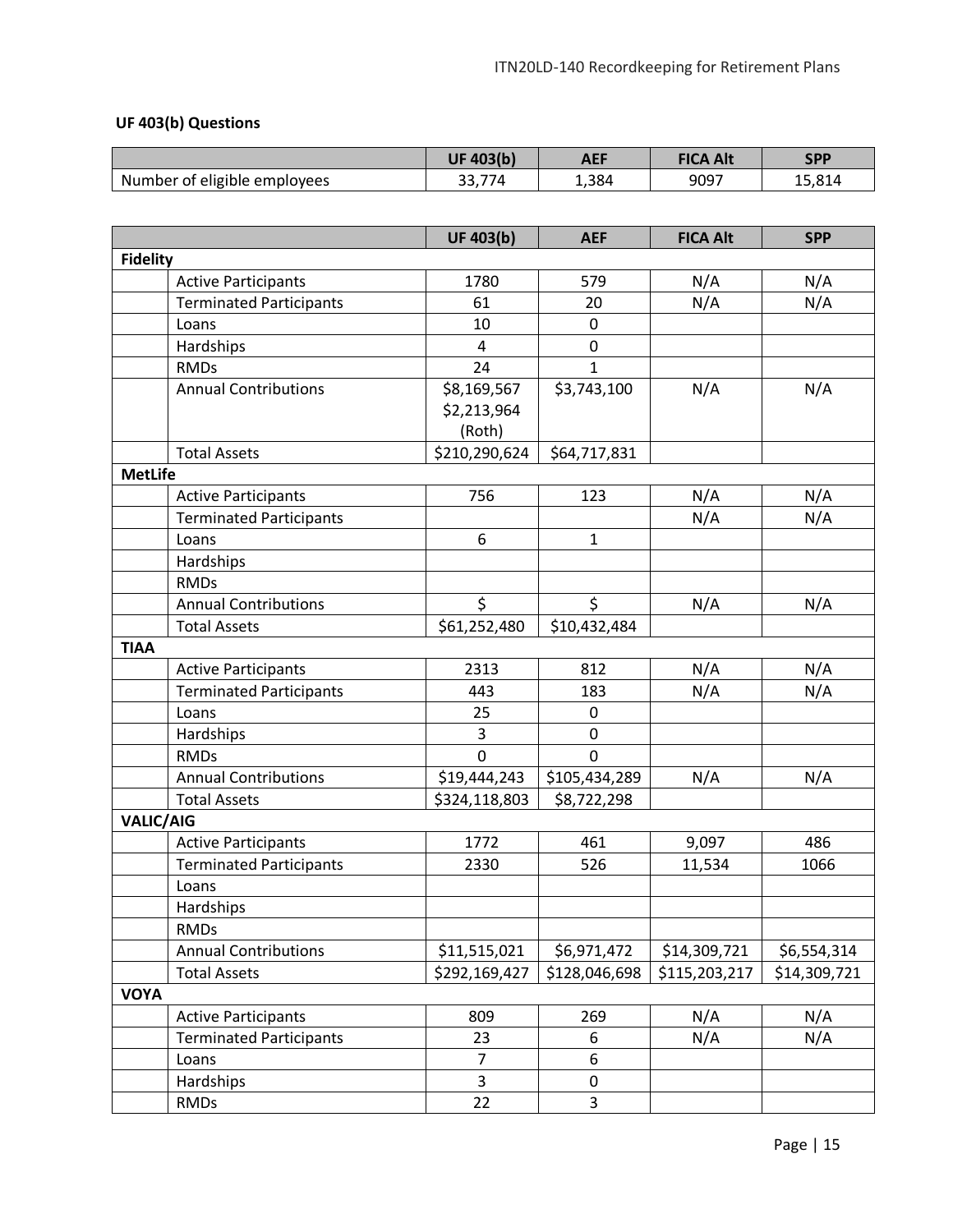**UF 403(b) Questions**

| | UF 403(b) | AEF | FICA Alt | SPP |
|---|---|---|---|---|
| Number of eligible employees | 33,774 | 1,384 | 9097 | 15,814 |

| | | UF 403(b) | AEF | FICA Alt | SPP |
|---|---|---|---|---|---|
| **Fidelity** | | | | | |
| | Active Participants | 1780 | 579 | N/A | N/A |
| | Terminated Participants | 61 | 20 | N/A | N/A |
| | Loans | 10 | 0 | | |
| | Hardships | 4 | 0 | | |
| | RMDs | 24 | 1 | | |
| | Annual Contributions | $8,169,567 $2,213,964 (Roth) | $3,743,100 | N/A | N/A |
| | Total Assets | $210,290,624 | $64,717,831 | | |
| **MetLife** | | | | | |
| | Active Participants | 756 | 123 | N/A | N/A |
| | Terminated Participants | | | N/A | N/A |
| | Loans | 6 | 1 | | |
| | Hardships | | | | |
| | RMDs | | | | |
| | Annual Contributions | $ | $ | N/A | N/A |
| | Total Assets | $61,252,480 | $10,432,484 | | |
| **TIAA** | | | | | |
| | Active Participants | 2313 | 812 | N/A | N/A |
| | Terminated Participants | 443 | 183 | N/A | N/A |
| | Loans | 25 | 0 | | |
| | Hardships | 3 | 0 | | |
| | RMDs | 0 | 0 | | |
| | Annual Contributions | $19,444,243 | $105,434,289 | N/A | N/A |
| | Total Assets | $324,118,803 | $8,722,298 | | |
| **VALIC/AIG** | | | | | |
| | Active Participants | 1772 | 461 | 9,097 | 486 |
| | Terminated Participants | 2330 | 526 | 11,534 | 1066 |
| | Loans | | | | |
| | Hardships | | | | |
| | RMDs | | | | |
| | Annual Contributions | $11,515,021 | $6,971,472 | $14,309,721 | $6,554,314 |
| | Total Assets | $292,169,427 | $128,046,698 | $115,203,217 | $14,309,721 |
| **VOYA** | | | | | |
| | Active Participants | 809 | 269 | N/A | N/A |
| | Terminated Participants | 23 | 6 | N/A | N/A |
| | Loans | 7 | 6 | | |
| | Hardships | 3 | 0 | | |
| | RMDs | 22 | 3 | | |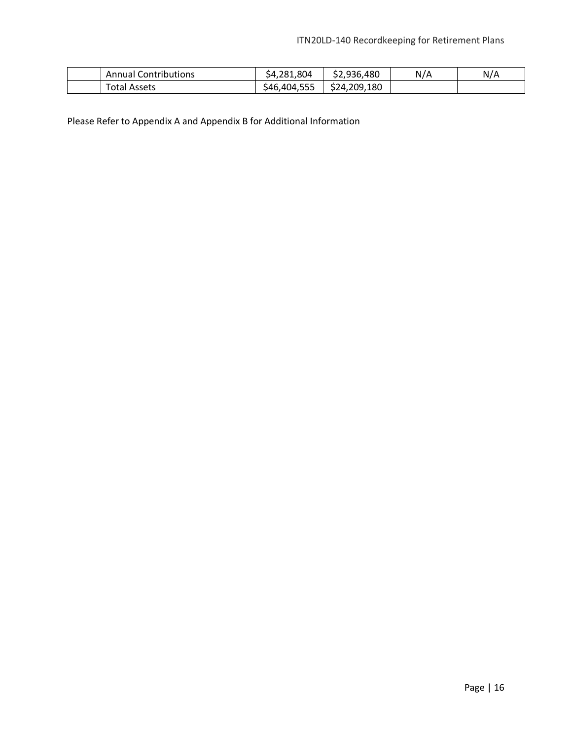| | | | | | |
|---|---|---|---|---|---|
| | Annual Contributions | $4,281,804 | $2,936,480 | N/A | N/A |
| | Total Assets | $46,404,555 | $24,209,180 | | |

Please Refer to Appendix A and Appendix B for Additional Information